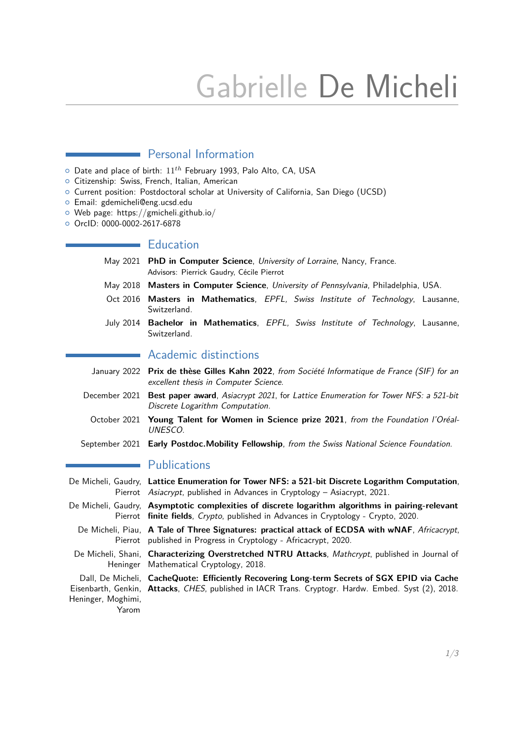# Gabrielle De Micheli

## Personal Information

- Date and place of birth: $11^{th}$ February 1993, Palo Alto, CA, USA
- Citizenship: Swiss, French, Italian, American
- Current position: Postdoctoral scholar at University of California, San Diego (UCSD)
- Email: gdemicheli@eng.ucsd.edu
- Web page: https://gmicheli.github.io/
- OrcID: 0000-0002-2617-6878

## Education

- May 2021 — **PhD in Computer Science**, *University of Lorraine*, Nancy, France.
  Advisors: Pierrick Gaudry, Cécile Pierrot
- May 2018 — **Masters in Computer Science**, *University of Pennsylvania*, Philadelphia, USA.
- Oct 2016 — **Masters in Mathematics**, *EPFL, Swiss Institute of Technology*, Lausanne, Switzerland.
- July 2014 — **Bachelor in Mathematics**, *EPFL, Swiss Institute of Technology*, Lausanne, Switzerland.

## Academic distinctions

- January 2022 — **Prix de thèse Gilles Kahn 2022**, *from Société Informatique de France (SIF) for an excellent thesis in Computer Science.*
- December 2021 — **Best paper award**, *Asiacrypt 2021*, for *Lattice Enumeration for Tower NFS: a 521-bit Discrete Logarithm Computation*.
- October 2021 — **Young Talent for Women in Science prize 2021**, *from the Foundation l'Oréal-UNESCO.*
- September 2021 — **Early Postdoc.Mobility Fellowship**, *from the Swiss National Science Foundation.*

## Publications

- De Micheli, Gaudry, Pierrot — **Lattice Enumeration for Tower NFS: a 521-bit Discrete Logarithm Computation**, *Asiacrypt*, published in Advances in Cryptology – Asiacrypt, 2021.
- De Micheli, Gaudry, Pierrot — **Asymptotic complexities of discrete logarithm algorithms in pairing-relevant finite fields**, *Crypto*, published in Advances in Cryptology - Crypto, 2020.
- De Micheli, Piau, Pierrot — **A Tale of Three Signatures: practical attack of ECDSA with wNAF**, *Africacrypt*, published in Progress in Cryptology - Africacrypt, 2020.
- De Micheli, Shani, Heninger — **Characterizing Overstretched NTRU Attacks**, *Mathcrypt*, published in Journal of Mathematical Cryptology, 2018.
- Dall, De Micheli, Eisenbarth, Genkin, Heninger, Moghimi, Yarom — **CacheQuote: Efficiently Recovering Long-term Secrets of SGX EPID via Cache Attacks**, *CHES*, published in IACR Trans. Cryptogr. Hardw. Embed. Syst (2), 2018.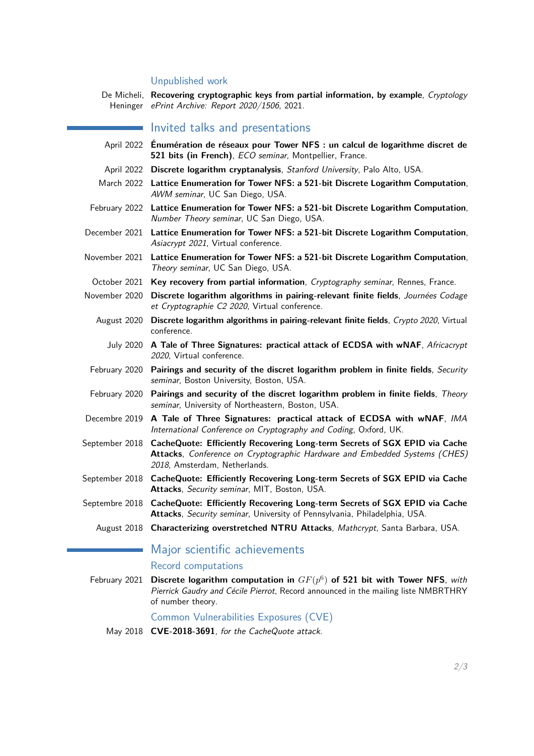### Unpublished work

De Micheli, Heninger — **Recovering cryptographic keys from partial information, by example**, *Cryptology ePrint Archive: Report 2020/1506*, 2021.

## Invited talks and presentations

- April 2022 — **Énumération de réseaux pour Tower NFS : un calcul de logarithme discret de 521 bits (in French)**, *ECO seminar*, Montpellier, France.
- April 2022 — **Discrete logarithm cryptanalysis**, *Stanford University*, Palo Alto, USA.
- March 2022 — **Lattice Enumeration for Tower NFS: a 521-bit Discrete Logarithm Computation**, *AWM seminar*, UC San Diego, USA.
- February 2022 — **Lattice Enumeration for Tower NFS: a 521-bit Discrete Logarithm Computation**, *Number Theory seminar*, UC San Diego, USA.
- December 2021 — **Lattice Enumeration for Tower NFS: a 521-bit Discrete Logarithm Computation**, *Asiacrypt 2021*, Virtual conference.
- November 2021 — **Lattice Enumeration for Tower NFS: a 521-bit Discrete Logarithm Computation**, *Theory seminar*, UC San Diego, USA.
- October 2021 — **Key recovery from partial information**, *Cryptography seminar*, Rennes, France.
- November 2020 — **Discrete logarithm algorithms in pairing-relevant finite fields**, *Journées Codage et Cryptographie C2 2020*, Virtual conference.
- August 2020 — **Discrete logarithm algorithms in pairing-relevant finite fields**, *Crypto 2020*, Virtual conference.
- July 2020 — **A Tale of Three Signatures: practical attack of ECDSA with wNAF**, *Africacrypt 2020*, Virtual conference.
- February 2020 — **Pairings and security of the discret logarithm problem in finite fields**, *Security seminar*, Boston University, Boston, USA.
- February 2020 — **Pairings and security of the discret logarithm problem in finite fields**, *Theory seminar*, University of Northeastern, Boston, USA.
- Decembre 2019 — **A Tale of Three Signatures: practical attack of ECDSA with wNAF**, *IMA International Conference on Cryptography and Coding*, Oxford, UK.
- September 2018 — **CacheQuote: Efficiently Recovering Long-term Secrets of SGX EPID via Cache Attacks**, *Conference on Cryptographic Hardware and Embedded Systems (CHES) 2018*, Amsterdam, Netherlands.
- September 2018 — **CacheQuote: Efficiently Recovering Long-term Secrets of SGX EPID via Cache Attacks**, *Security seminar*, MIT, Boston, USA.
- Septembre 2018 — **CacheQuote: Efficiently Recovering Long-term Secrets of SGX EPID via Cache Attacks**, *Security seminar*, University of Pennsylvania, Philadelphia, USA.
- August 2018 — **Characterizing overstretched NTRU Attacks**, *Mathcrypt*, Santa Barbara, USA.

## Major scientific achievements

### Record computations

- February 2021 — **Discrete logarithm computation in $GF(p^6)$ of 521 bit with Tower NFS**, *with Pierrick Gaudry and Cécile Pierrot*, Record announced in the mailing liste NMBRTHRY of number theory.

### Common Vulnerabilities Exposures (CVE)

- May 2018 — **CVE-2018-3691**, *for the CacheQuote attack.*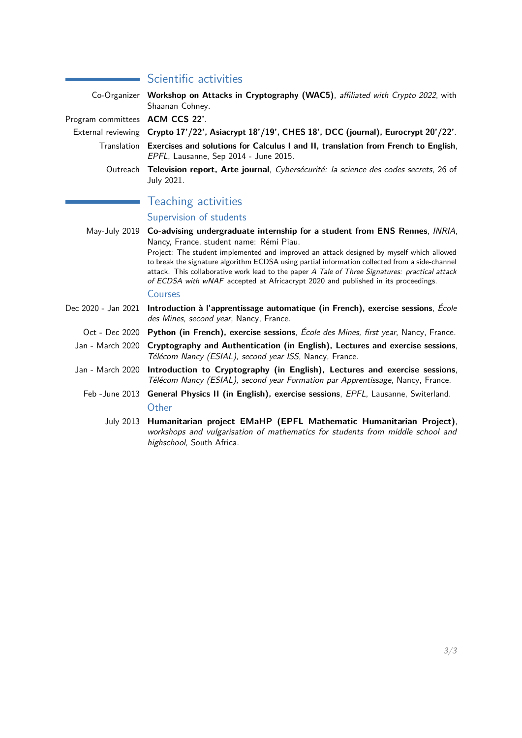## Scientific activities

Co-Organizer **Workshop on Attacks in Cryptography (WAC5)**, *affiliated with Crypto 2022*, with Shaanan Cohney.

Program committees **ACM CCS 22'**.

External reviewing **Crypto 17'/22', Asiacrypt 18'/19', CHES 18', DCC (journal), Eurocrypt 20'/22'**.

Translation **Exercises and solutions for Calculus I and II, translation from French to English**, *EPFL*, Lausanne, Sep 2014 - June 2015.

Outreach **Television report, Arte journal**, *Cybersécurité: la science des codes secrets*, 26 of July 2021.

## Teaching activities

### Supervision of students

May-July 2019 **Co-advising undergraduate internship for a student from ENS Rennes**, *INRIA*, Nancy, France, student name: Rémi Piau.
Project: The student implemented and improved an attack designed by myself which allowed to break the signature algorithm ECDSA using partial information collected from a side-channel attack. This collaborative work lead to the paper *A Tale of Three Signatures: practical attack of ECDSA with wNAF* accepted at Africacrypt 2020 and published in its proceedings.

### Courses

Dec 2020 - Jan 2021 **Introduction à l'apprentissage automatique (in French), exercise sessions**, *École des Mines, second year*, Nancy, France.

Oct - Dec 2020 **Python (in French), exercise sessions**, *École des Mines, first year*, Nancy, France.

Jan - March 2020 **Cryptography and Authentication (in English), Lectures and exercise sessions**, *Télécom Nancy (ESIAL), second year ISS*, Nancy, France.

Jan - March 2020 **Introduction to Cryptography (in English), Lectures and exercise sessions**, *Télécom Nancy (ESIAL), second year Formation par Apprentissage*, Nancy, France.

Feb -June 2013 **General Physics II (in English), exercise sessions**, *EPFL*, Lausanne, Switerland.

### Other

July 2013 **Humanitarian project EMaHP (EPFL Mathematic Humanitarian Project)**, *workshops and vulgarisation of mathematics for students from middle school and highschool*, South Africa.